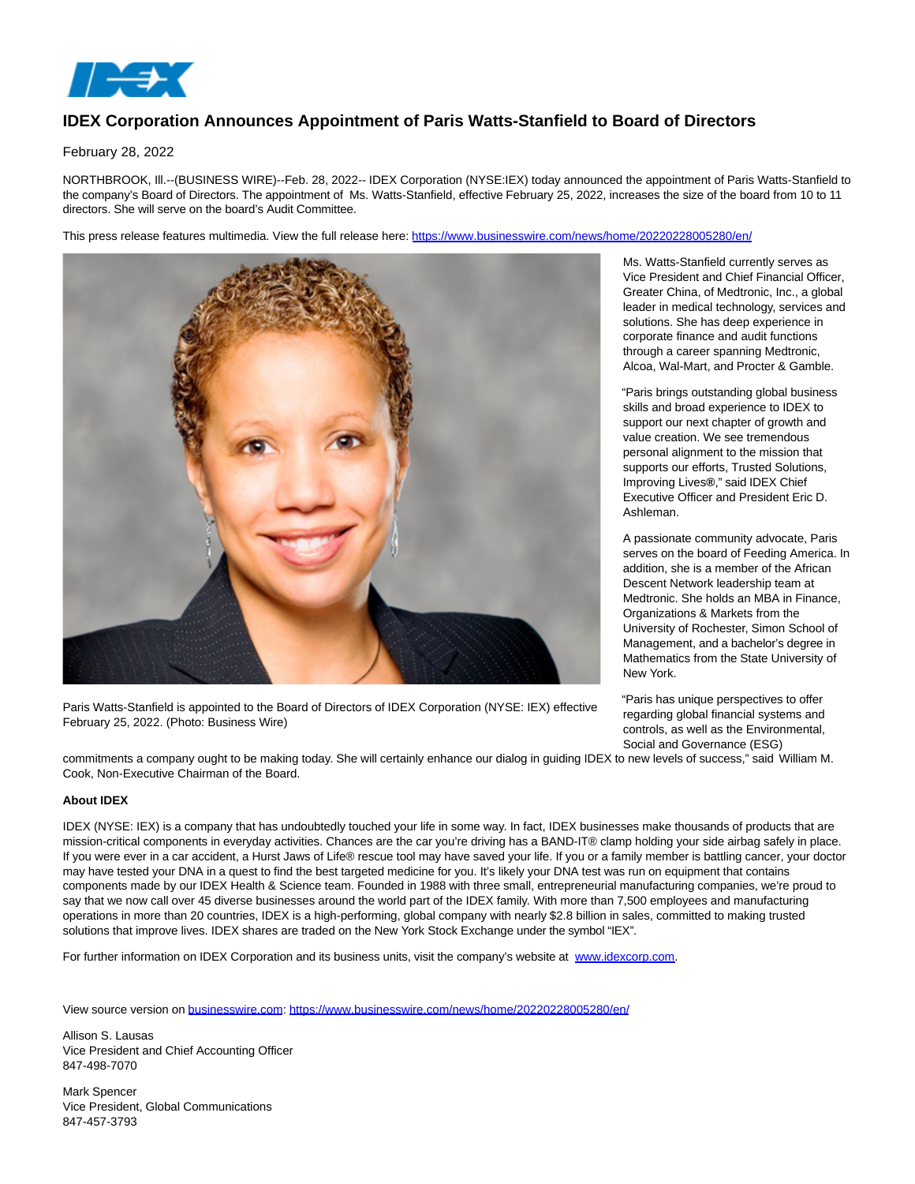# IDEX Corporation Announces Appointment of Paris Watts-Stanfield to Board of Directors

February 28, 2022

NORTHBROOK, Ill.--(BUSINESS WIRE)--Feb. 28, 2022-- IDEX Corporation (NYSE:IEX) today announced the appointment of Paris Watts-Stanfield to the company's Board of Directors. The appointment of Ms. Watts-Stanfield, effective February 25, 2022, increases the size of the board from 10 to 11 directors. She will serve on the board's Audit Committee.

This press release features multimedia. View the full release here: https://www.businesswire.com/news/home/20220228005280/en/

Paris Watts-Stanfield is appointed to the Board of Directors of IDEX Corporation (NYSE: IEX) effective February 25, 2022. (Photo: Business Wire)

Ms. Watts-Stanfield currently serves as Vice President and Chief Financial Officer, Greater China, of Medtronic, Inc., a global leader in medical technology, services and solutions. She has deep experience in corporate finance and audit functions through a career spanning Medtronic, Alcoa, Wal-Mart, and Procter & Gamble.

"Paris brings outstanding global business skills and broad experience to IDEX to support our next chapter of growth and value creation. We see tremendous personal alignment to the mission that supports our efforts, Trusted Solutions, Improving Lives®," said IDEX Chief Executive Officer and President Eric D. Ashleman.

A passionate community advocate, Paris serves on the board of Feeding America. In addition, she is a member of the African Descent Network leadership team at Medtronic. She holds an MBA in Finance, Organizations & Markets from the University of Rochester, Simon School of Management, and a bachelor's degree in Mathematics from the State University of New York.

"Paris has unique perspectives to offer regarding global financial systems and controls, as well as the Environmental, Social and Governance (ESG) commitments a company ought to be making today. She will certainly enhance our dialog in guiding IDEX to new levels of success," said William M. Cook, Non-Executive Chairman of the Board.

**About IDEX**

IDEX (NYSE: IEX) is a company that has undoubtedly touched your life in some way. In fact, IDEX businesses make thousands of products that are mission-critical components in everyday activities. Chances are the car you're driving has a BAND-IT® clamp holding your side airbag safely in place. If you were ever in a car accident, a Hurst Jaws of Life® rescue tool may have saved your life. If you or a family member is battling cancer, your doctor may have tested your DNA in a quest to find the best targeted medicine for you. It's likely your DNA test was run on equipment that contains components made by our IDEX Health & Science team. Founded in 1988 with three small, entrepreneurial manufacturing companies, we're proud to say that we now call over 45 diverse businesses around the world part of the IDEX family. With more than 7,500 employees and manufacturing operations in more than 20 countries, IDEX is a high-performing, global company with nearly $2.8 billion in sales, committed to making trusted solutions that improve lives. IDEX shares are traded on the New York Stock Exchange under the symbol "IEX".

For further information on IDEX Corporation and its business units, visit the company's website at www.idexcorp.com.

View source version on businesswire.com: https://www.businesswire.com/news/home/20220228005280/en/

Allison S. Lausas
Vice President and Chief Accounting Officer
847-498-7070

Mark Spencer
Vice President, Global Communications
847-457-3793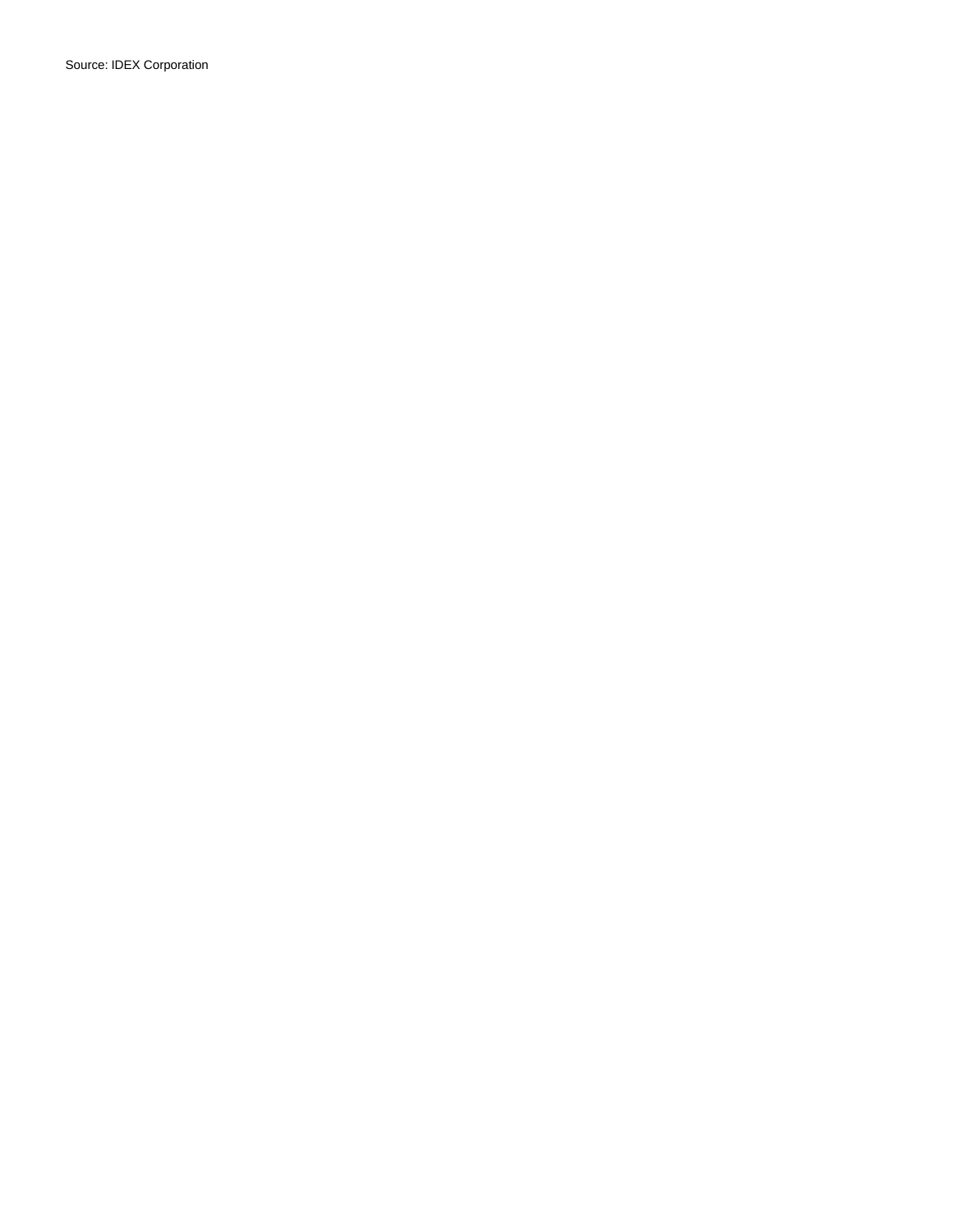Source: IDEX Corporation